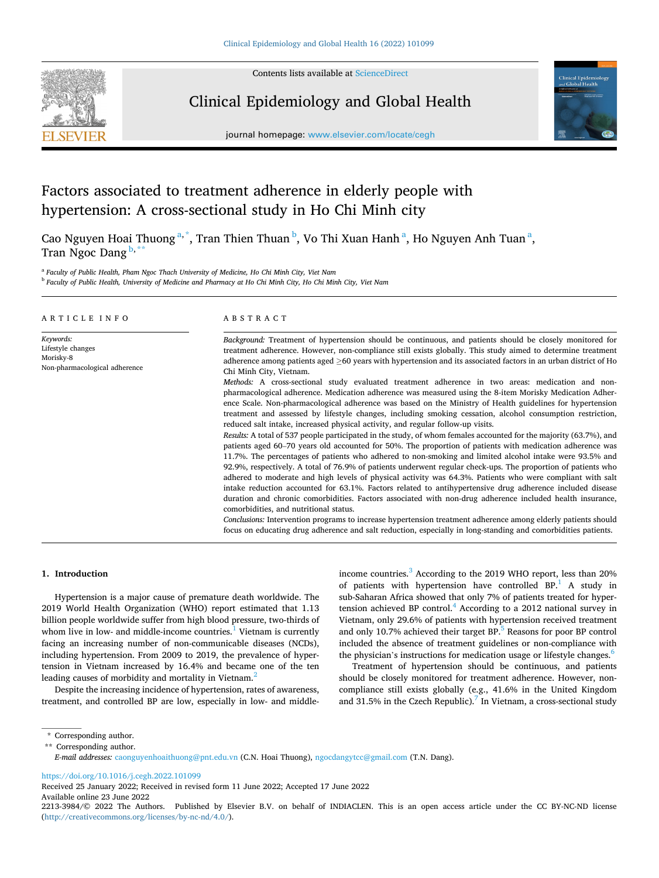# Factors associated to treatment adherence in elderly people with hypertension: A cross-sectional study in Ho Chi Minh city

Cao Nguyen Hoai Thuong [a,*], Tran Thien Thuan [b], Vo Thi Xuan Hanh [a], Ho Nguyen Anh Tuan [a], Tran Ngoc Dang [b,**]

[a] Faculty of Public Health, Pham Ngoc Thach University of Medicine, Ho Chi Minh City, Viet Nam
[b] Faculty of Public Health, University of Medicine and Pharmacy at Ho Chi Minh City, Ho Chi Minh City, Viet Nam

## ARTICLE INFO

*Keywords:*
Lifestyle changes
Morisky-8
Non-pharmacological adherence

## ABSTRACT

*Background:* Treatment of hypertension should be continuous, and patients should be closely monitored for treatment adherence. However, non-compliance still exists globally. This study aimed to determine treatment adherence among patients aged ≥60 years with hypertension and its associated factors in an urban district of Ho Chi Minh City, Vietnam.

*Methods:* A cross-sectional study evaluated treatment adherence in two areas: medication and non-pharmacological adherence. Medication adherence was measured using the 8-item Morisky Medication Adherence Scale. Non-pharmacological adherence was based on the Ministry of Health guidelines for hypertension treatment and assessed by lifestyle changes, including smoking cessation, alcohol consumption restriction, reduced salt intake, increased physical activity, and regular follow-up visits.

*Results:* A total of 537 people participated in the study, of whom females accounted for the majority (63.7%), and patients aged 60–70 years old accounted for 50%. The proportion of patients with medication adherence was 11.7%. The percentages of patients who adhered to non-smoking and limited alcohol intake were 93.5% and 92.9%, respectively. A total of 76.9% of patients underwent regular check-ups. The proportion of patients who adhered to moderate and high levels of physical activity was 64.3%. Patients who were compliant with salt intake reduction accounted for 63.1%. Factors related to antihypertensive drug adherence included disease duration and chronic comorbidities. Factors associated with non-drug adherence included health insurance, comorbidities, and nutritional status.

*Conclusions:* Intervention programs to increase hypertension treatment adherence among elderly patients should focus on educating drug adherence and salt reduction, especially in long-standing and comorbidities patients.

## 1. Introduction

Hypertension is a major cause of premature death worldwide. The 2019 World Health Organization (WHO) report estimated that 1.13 billion people worldwide suffer from high blood pressure, two-thirds of whom live in low- and middle-income countries.[1] Vietnam is currently facing an increasing number of non-communicable diseases (NCDs), including hypertension. From 2009 to 2019, the prevalence of hypertension in Vietnam increased by 16.4% and became one of the ten leading causes of morbidity and mortality in Vietnam.[2]

Despite the increasing incidence of hypertension, rates of awareness, treatment, and controlled BP are low, especially in low- and middle-income countries.[3] According to the 2019 WHO report, less than 20% of patients with hypertension have controlled BP.[1] A study in sub-Saharan Africa showed that only 7% of patients treated for hypertension achieved BP control.[4] According to a 2012 national survey in Vietnam, only 29.6% of patients with hypertension received treatment and only 10.7% achieved their target BP.[5] Reasons for poor BP control included the absence of treatment guidelines or non-compliance with the physician's instructions for medication usage or lifestyle changes.[6]

Treatment of hypertension should be continuous, and patients should be closely monitored for treatment adherence. However, non-compliance still exists globally (e.g., 41.6% in the United Kingdom and 31.5% in the Czech Republic).[7] In Vietnam, a cross-sectional study

\* Corresponding author.
\*\* Corresponding author.
*E-mail addresses:* caonguyenhoaithuong@pnt.edu.vn (C.N. Hoai Thuong), ngocdangytcc@gmail.com (T.N. Dang).

https://doi.org/10.1016/j.cegh.2022.101099
Received 25 January 2022; Received in revised form 11 June 2022; Accepted 17 June 2022
Available online 23 June 2022
2213-3984/© 2022 The Authors. Published by Elsevier B.V. on behalf of INDIACLEN. This is an open access article under the CC BY-NC-ND license (http://creativecommons.org/licenses/by-nc-nd/4.0/).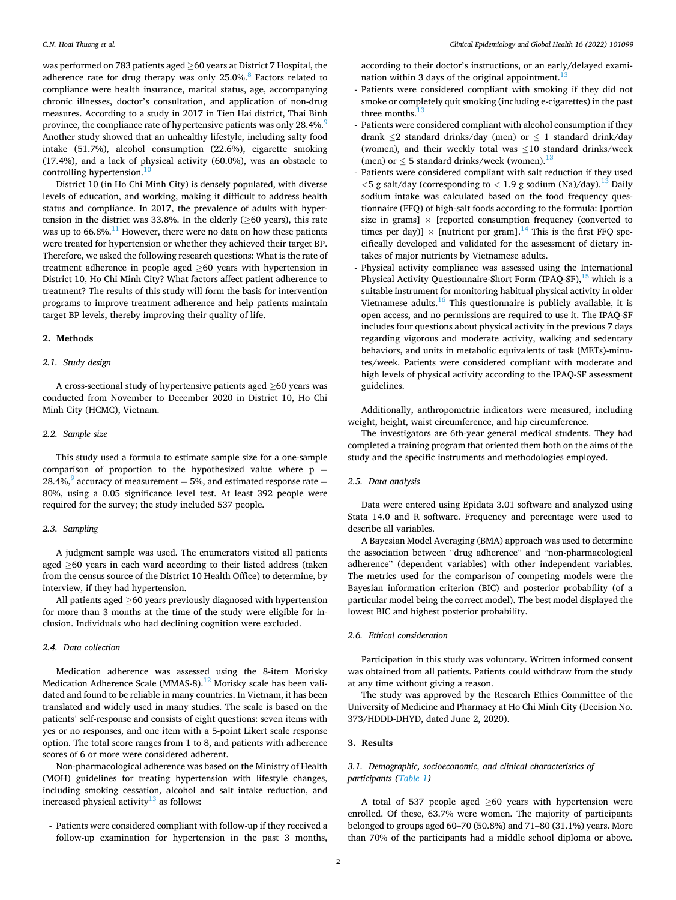was performed on 783 patients aged ≥60 years at District 7 Hospital, the adherence rate for drug therapy was only 25.0%.[8] Factors related to compliance were health insurance, marital status, age, accompanying chronic illnesses, doctor's consultation, and application of non-drug measures. According to a study in 2017 in Tien Hai district, Thai Binh province, the compliance rate of hypertensive patients was only 28.4%.[9] Another study showed that an unhealthy lifestyle, including salty food intake (51.7%), alcohol consumption (22.6%), cigarette smoking (17.4%), and a lack of physical activity (60.0%), was an obstacle to controlling hypertension.[10]

District 10 (in Ho Chi Minh City) is densely populated, with diverse levels of education, and working, making it difficult to address health status and compliance. In 2017, the prevalence of adults with hypertension in the district was 33.8%. In the elderly (≥60 years), this rate was up to 66.8%.[11] However, there were no data on how these patients were treated for hypertension or whether they achieved their target BP. Therefore, we asked the following research questions: What is the rate of treatment adherence in people aged ≥60 years with hypertension in District 10, Ho Chi Minh City? What factors affect patient adherence to treatment? The results of this study will form the basis for intervention programs to improve treatment adherence and help patients maintain target BP levels, thereby improving their quality of life.

## 2. Methods

### 2.1. Study design

A cross-sectional study of hypertensive patients aged ≥60 years was conducted from November to December 2020 in District 10, Ho Chi Minh City (HCMC), Vietnam.

### 2.2. Sample size

This study used a formula to estimate sample size for a one-sample comparison of proportion to the hypothesized value where p = 28.4%,[9] accuracy of measurement = 5%, and estimated response rate = 80%, using a 0.05 significance level test. At least 392 people were required for the survey; the study included 537 people.

### 2.3. Sampling

A judgment sample was used. The enumerators visited all patients aged ≥60 years in each ward according to their listed address (taken from the census source of the District 10 Health Office) to determine, by interview, if they had hypertension.

All patients aged ≥60 years previously diagnosed with hypertension for more than 3 months at the time of the study were eligible for inclusion. Individuals who had declining cognition were excluded.

### 2.4. Data collection

Medication adherence was assessed using the 8-item Morisky Medication Adherence Scale (MMAS-8).[12] Morisky scale has been validated and found to be reliable in many countries. In Vietnam, it has been translated and widely used in many studies. The scale is based on the patients' self-response and consists of eight questions: seven items with yes or no responses, and one item with a 5-point Likert scale response option. The total score ranges from 1 to 8, and patients with adherence scores of 6 or more were considered adherent.

Non-pharmacological adherence was based on the Ministry of Health (MOH) guidelines for treating hypertension with lifestyle changes, including smoking cessation, alcohol and salt intake reduction, and increased physical activity[13] as follows:

- Patients were considered compliant with follow-up if they received a follow-up examination for hypertension in the past 3 months, according to their doctor's instructions, or an early/delayed examination within 3 days of the original appointment.[13]
- Patients were considered compliant with smoking if they did not smoke or completely quit smoking (including e-cigarettes) in the past three months.[13]
- Patients were considered compliant with alcohol consumption if they drank ≤2 standard drinks/day (men) or ≤ 1 standard drink/day (women), and their weekly total was ≤10 standard drinks/week (men) or ≤ 5 standard drinks/week (women).[13]
- Patients were considered compliant with salt reduction if they used <5 g salt/day (corresponding to < 1.9 g sodium (Na)/day).[13] Daily sodium intake was calculated based on the food frequency questionnaire (FFQ) of high-salt foods according to the formula: [portion size in grams] × [reported consumption frequency (converted to times per day)] × [nutrient per gram].[14] This is the first FFQ specifically developed and validated for the assessment of dietary intakes of major nutrients by Vietnamese adults.
- Physical activity compliance was assessed using the International Physical Activity Questionnaire-Short Form (IPAQ-SF),[15] which is a suitable instrument for monitoring habitual physical activity in older Vietnamese adults.[16] This questionnaire is publicly available, it is open access, and no permissions are required to use it. The IPAQ-SF includes four questions about physical activity in the previous 7 days regarding vigorous and moderate activity, walking and sedentary behaviors, and units in metabolic equivalents of task (METs)-minutes/week. Patients were considered compliant with moderate and high levels of physical activity according to the IPAQ-SF assessment guidelines.

Additionally, anthropometric indicators were measured, including weight, height, waist circumference, and hip circumference.

The investigators are 6th-year general medical students. They had completed a training program that oriented them both on the aims of the study and the specific instruments and methodologies employed.

### 2.5. Data analysis

Data were entered using Epidata 3.01 software and analyzed using Stata 14.0 and R software. Frequency and percentage were used to describe all variables.

A Bayesian Model Averaging (BMA) approach was used to determine the association between "drug adherence" and "non-pharmacological adherence" (dependent variables) with other independent variables. The metrics used for the comparison of competing models were the Bayesian information criterion (BIC) and posterior probability (of a particular model being the correct model). The best model displayed the lowest BIC and highest posterior probability.

### 2.6. Ethical consideration

Participation in this study was voluntary. Written informed consent was obtained from all patients. Patients could withdraw from the study at any time without giving a reason.

The study was approved by the Research Ethics Committee of the University of Medicine and Pharmacy at Ho Chi Minh City (Decision No. 373/HDDD-DHYD, dated June 2, 2020).

## 3. Results

### 3.1. Demographic, socioeconomic, and clinical characteristics of participants (Table 1)

A total of 537 people aged ≥60 years with hypertension were enrolled. Of these, 63.7% were women. The majority of participants belonged to groups aged 60–70 (50.8%) and 71–80 (31.1%) years. More than 70% of the participants had a middle school diploma or above.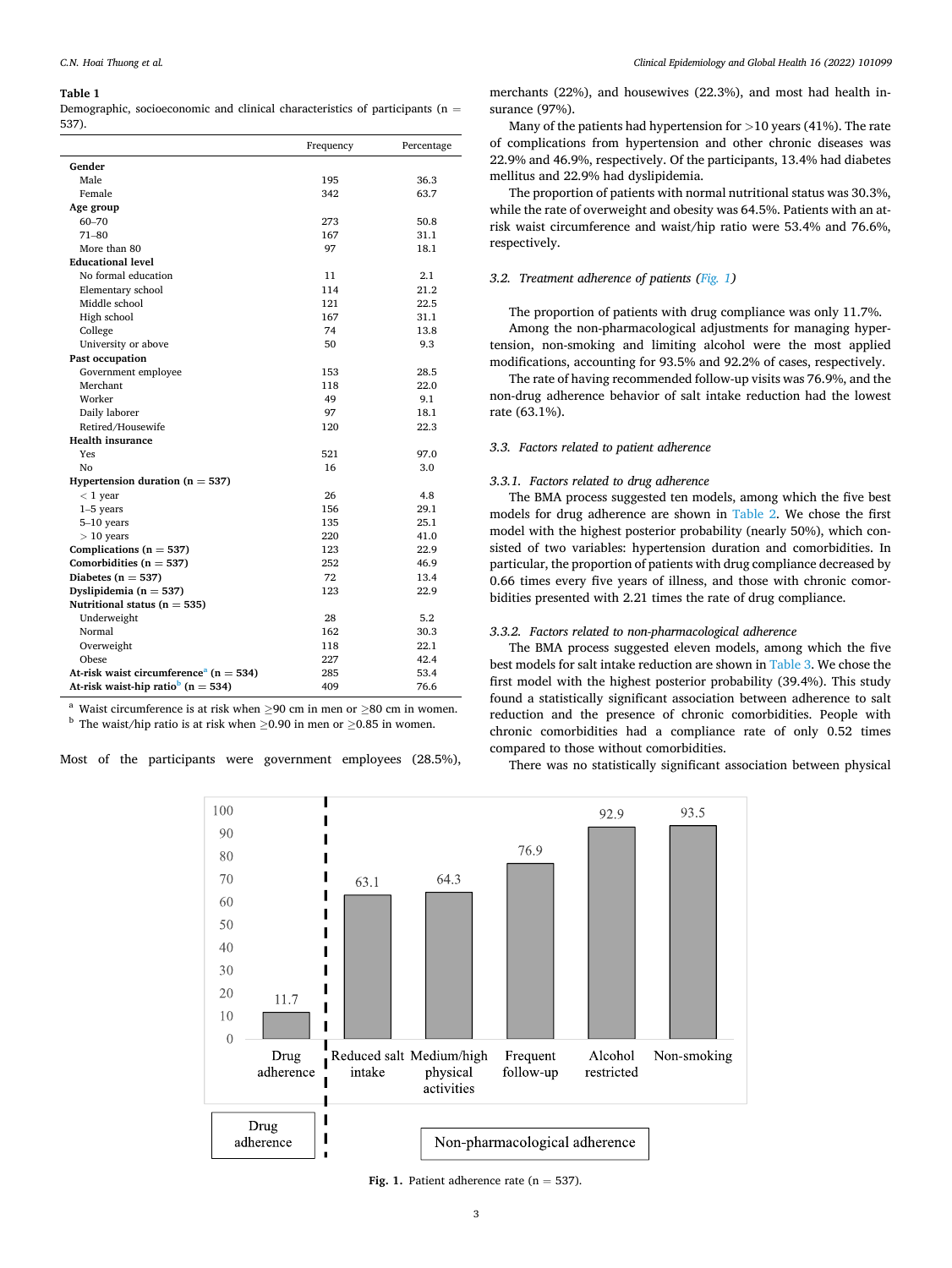**Table 1**
Demographic, socioeconomic and clinical characteristics of participants (n = 537).

| | Frequency | Percentage |
|---|---|---|
| **Gender** | | |
| Male | 195 | 36.3 |
| Female | 342 | 63.7 |
| **Age group** | | |
| 60–70 | 273 | 50.8 |
| 71–80 | 167 | 31.1 |
| More than 80 | 97 | 18.1 |
| **Educational level** | | |
| No formal education | 11 | 2.1 |
| Elementary school | 114 | 21.2 |
| Middle school | 121 | 22.5 |
| High school | 167 | 31.1 |
| College | 74 | 13.8 |
| University or above | 50 | 9.3 |
| **Past occupation** | | |
| Government employee | 153 | 28.5 |
| Merchant | 118 | 22.0 |
| Worker | 49 | 9.1 |
| Daily laborer | 97 | 18.1 |
| Retired/Housewife | 120 | 22.3 |
| **Health insurance** | | |
| Yes | 521 | 97.0 |
| No | 16 | 3.0 |
| **Hypertension duration (n = 537)** | | |
| < 1 year | 26 | 4.8 |
| 1–5 years | 156 | 29.1 |
| 5–10 years | 135 | 25.1 |
| > 10 years | 220 | 41.0 |
| **Complications (n = 537)** | 123 | 22.9 |
| **Comorbidities (n = 537)** | 252 | 46.9 |
| **Diabetes (n = 537)** | 72 | 13.4 |
| **Dyslipidemia (n = 537)** | 123 | 22.9 |
| **Nutritional status (n = 535)** | | |
| Underweight | 28 | 5.2 |
| Normal | 162 | 30.3 |
| Overweight | 118 | 22.1 |
| Obese | 227 | 42.4 |
| **At-risk waist circumference[a] (n = 534)** | 285 | 53.4 |
| **At-risk waist-hip ratio[b] (n = 534)** | 409 | 76.6 |

[a] Waist circumference is at risk when ≥90 cm in men or ≥80 cm in women.
[b] The waist/hip ratio is at risk when ≥0.90 in men or ≥0.85 in women.

Most of the participants were government employees (28.5%), merchants (22%), and housewives (22.3%), and most had health insurance (97%).

Many of the patients had hypertension for >10 years (41%). The rate of complications from hypertension and other chronic diseases was 22.9% and 46.9%, respectively. Of the participants, 13.4% had diabetes mellitus and 22.9% had dyslipidemia.

The proportion of patients with normal nutritional status was 30.3%, while the rate of overweight and obesity was 64.5%. Patients with an at-risk waist circumference and waist/hip ratio were 53.4% and 76.6%, respectively.

### 3.2. Treatment adherence of patients (Fig. 1)

The proportion of patients with drug compliance was only 11.7%.

Among the non-pharmacological adjustments for managing hypertension, non-smoking and limiting alcohol were the most applied modifications, accounting for 93.5% and 92.2% of cases, respectively.

The rate of having recommended follow-up visits was 76.9%, and the non-drug adherence behavior of salt intake reduction had the lowest rate (63.1%).

### 3.3. Factors related to patient adherence

#### 3.3.1. Factors related to drug adherence

The BMA process suggested ten models, among which the five best models for drug adherence are shown in Table 2. We chose the first model with the highest posterior probability (nearly 50%), which consisted of two variables: hypertension duration and comorbidities. In particular, the proportion of patients with drug compliance decreased by 0.66 times every five years of illness, and those with chronic comorbidities presented with 2.21 times the rate of drug compliance.

#### 3.3.2. Factors related to non-pharmacological adherence

The BMA process suggested eleven models, among which the five best models for salt intake reduction are shown in Table 3. We chose the first model with the highest posterior probability (39.4%). This study found a statistically significant association between adherence to salt reduction and the presence of chronic comorbidities. People with chronic comorbidities had a compliance rate of only 0.52 times compared to those without comorbidities.

There was no statistically significant association between physical

**Fig. 1.** Patient adherence rate (n = 537).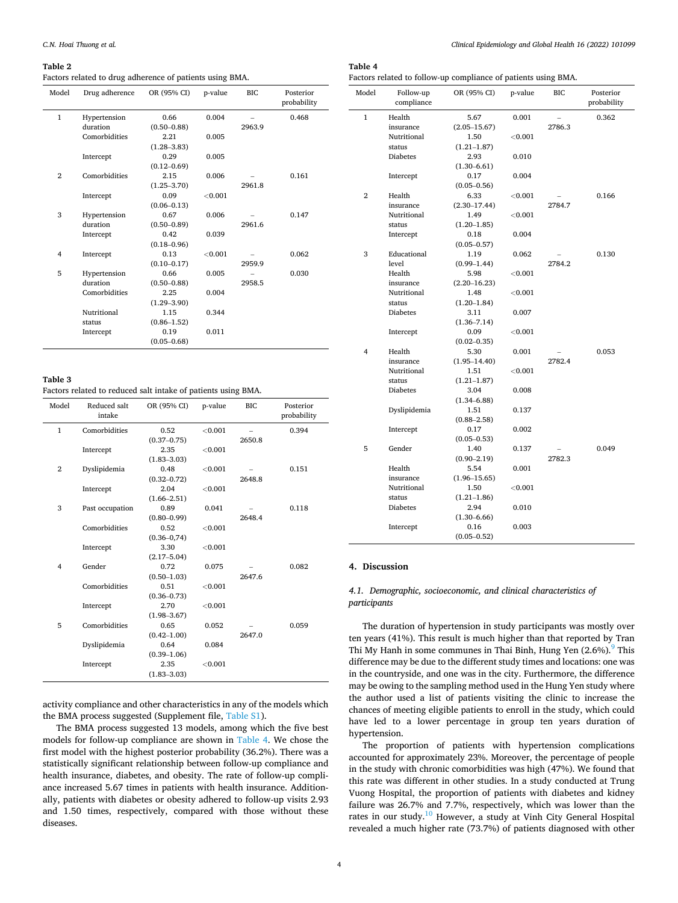**Table 2**
Factors related to drug adherence of patients using BMA.

| Model | Drug adherence | OR (95% CI) | p-value | BIC | Posterior probability |
|---|---|---|---|---|---|
| 1 | Hypertension duration | 0.66 (0.50–0.88) | 0.004 | –2963.9 | 0.468 |
| | Comorbidities | 2.21 (1.28–3.83) | 0.005 | | |
| | Intercept | 0.29 (0.12–0.69) | 0.005 | | |
| 2 | Comorbidities | 2.15 (1.25–3.70) | 0.006 | –2961.8 | 0.161 |
| | Intercept | 0.09 (0.06–0.13) | <0.001 | | |
| 3 | Hypertension duration | 0.67 (0.50–0.89) | 0.006 | –2961.6 | 0.147 |
| | Intercept | 0.42 (0.18–0.96) | 0.039 | | |
| 4 | Intercept | 0.13 (0.10–0.17) | <0.001 | –2959.9 | 0.062 |
| 5 | Hypertension duration | 0.66 (0.50–0.88) | 0.005 | –2958.5 | 0.030 |
| | Comorbidities | 2.25 (1.29–3.90) | 0.004 | | |
| | Nutritional status | 1.15 (0.86–1.52) | 0.344 | | |
| | Intercept | 0.19 (0.05–0.68) | 0.011 | | |

**Table 3**
Factors related to reduced salt intake of patients using BMA.

| Model | Reduced salt intake | OR (95% CI) | p-value | BIC | Posterior probability |
|---|---|---|---|---|---|
| 1 | Comorbidities | 0.52 (0.37–0.75) | <0.001 | –2650.8 | 0.394 |
| | Intercept | 2.35 (1.83–3.03) | <0.001 | | |
| 2 | Dyslipidemia | 0.48 (0.32–0.72) | <0.001 | –2648.8 | 0.151 |
| | Intercept | 2.04 (1.66–2.51) | <0.001 | | |
| 3 | Past occupation | 0.89 (0.80–0.99) | 0.041 | –2648.4 | 0.118 |
| | Comorbidities | 0.52 (0.36–0,74) | <0.001 | | |
| | Intercept | 3.30 (2.17–5.04) | <0.001 | | |
| 4 | Gender | 0.72 (0.50–1.03) | 0.075 | –2647.6 | 0.082 |
| | Comorbidities | 0.51 (0.36–0.73) | <0.001 | | |
| | Intercept | 2.70 (1.98–3.67) | <0.001 | | |
| 5 | Comorbidities | 0.65 (0.42–1.00) | 0.052 | –2647.0 | 0.059 |
| | Dyslipidemia | 0.64 (0.39–1.06) | 0.084 | | |
| | Intercept | 2.35 (1.83–3.03) | <0.001 | | |

activity compliance and other characteristics in any of the models which the BMA process suggested (Supplement file, Table S1).

The BMA process suggested 13 models, among which the five best models for follow-up compliance are shown in Table 4. We chose the first model with the highest posterior probability (36.2%). There was a statistically significant relationship between follow-up compliance and health insurance, diabetes, and obesity. The rate of follow-up compliance increased 5.67 times in patients with health insurance. Additionally, patients with diabetes or obesity adhered to follow-up visits 2.93 and 1.50 times, respectively, compared with those without these diseases.

**Table 4**
Factors related to follow-up compliance of patients using BMA.

| Model | Follow-up compliance | OR (95% CI) | p-value | BIC | Posterior probability |
|---|---|---|---|---|---|
| 1 | Health insurance | 5.67 (2.05–15.67) | 0.001 | –2786.3 | 0.362 |
| | Nutritional status | 1.50 (1.21–1.87) | <0.001 | | |
| | Diabetes | 2.93 (1.30–6.61) | 0.010 | | |
| | Intercept | 0.17 (0.05–0.56) | 0.004 | | |
| 2 | Health insurance | 6.33 (2.30–17.44) | <0.001 | –2784.7 | 0.166 |
| | Nutritional status | 1.49 (1.20–1.85) | <0.001 | | |
| | Intercept | 0.18 (0.05–0.57) | 0.004 | | |
| 3 | Educational level | 1.19 (0.99–1.44) | 0.062 | –2784.2 | 0.130 |
| | Health insurance | 5.98 (2.20–16.23) | <0.001 | | |
| | Nutritional status | 1.48 (1.20–1.84) | <0.001 | | |
| | Diabetes | 3.11 (1.36–7.14) | 0.007 | | |
| | Intercept | 0.09 (0.02–0.35) | <0.001 | | |
| 4 | Health insurance | 5.30 (1.95–14.40) | 0.001 | –2782.4 | 0.053 |
| | Nutritional status | 1.51 (1.21–1.87) | <0.001 | | |
| | Diabetes | 3.04 (1.34–6.88) | 0.008 | | |
| | Dyslipidemia | 1.51 (0.88–2.58) | 0.137 | | |
| | Intercept | 0.17 (0.05–0.53) | 0.002 | | |
| 5 | Gender | 1.40 (0.90–2.19) | 0.137 | –2782.3 | 0.049 |
| | Health insurance | 5.54 (1.96–15.65) | 0.001 | | |
| | Nutritional status | 1.50 (1.21–1.86) | <0.001 | | |
| | Diabetes | 2.94 (1.30–6.66) | 0.010 | | |
| | Intercept | 0.16 (0.05–0.52) | 0.003 | | |

## 4. Discussion

### *4.1. Demographic, socioeconomic, and clinical characteristics of participants*

The duration of hypertension in study participants was mostly over ten years (41%). This result is much higher than that reported by Tran Thi My Hanh in some communes in Thai Binh, Hung Yen (2.6%).[9] This difference may be due to the different study times and locations: one was in the countryside, and one was in the city. Furthermore, the difference may be owing to the sampling method used in the Hung Yen study where the author used a list of patients visiting the clinic to increase the chances of meeting eligible patients to enroll in the study, which could have led to a lower percentage in group ten years duration of hypertension.

The proportion of patients with hypertension complications accounted for approximately 23%. Moreover, the percentage of people in the study with chronic comorbidities was high (47%). We found that this rate was different in other studies. In a study conducted at Trung Vuong Hospital, the proportion of patients with diabetes and kidney failure was 26.7% and 7.7%, respectively, which was lower than the rates in our study.[10] However, a study at Vinh City General Hospital revealed a much higher rate (73.7%) of patients diagnosed with other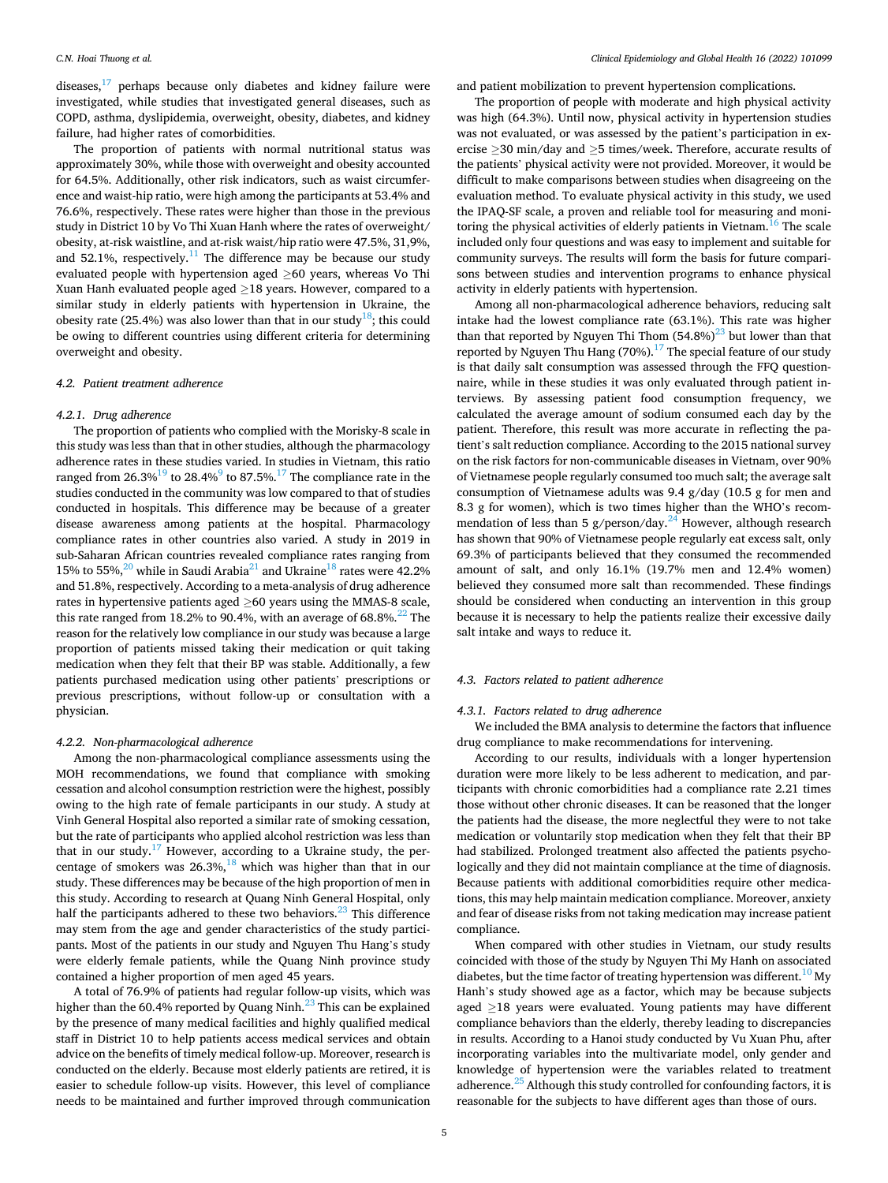diseases,[17] perhaps because only diabetes and kidney failure were investigated, while studies that investigated general diseases, such as COPD, asthma, dyslipidemia, overweight, obesity, diabetes, and kidney failure, had higher rates of comorbidities.

The proportion of patients with normal nutritional status was approximately 30%, while those with overweight and obesity accounted for 64.5%. Additionally, other risk indicators, such as waist circumference and waist-hip ratio, were high among the participants at 53.4% and 76.6%, respectively. These rates were higher than those in the previous study in District 10 by Vo Thi Xuan Hanh where the rates of overweight/obesity, at-risk waistline, and at-risk waist/hip ratio were 47.5%, 31,9%, and 52.1%, respectively.[11] The difference may be because our study evaluated people with hypertension aged ≥60 years, whereas Vo Thi Xuan Hanh evaluated people aged ≥18 years. However, compared to a similar study in elderly patients with hypertension in Ukraine, the obesity rate (25.4%) was also lower than that in our study[18]; this could be owing to different countries using different criteria for determining overweight and obesity.

### 4.2. Patient treatment adherence

#### 4.2.1. Drug adherence

The proportion of patients who complied with the Morisky-8 scale in this study was less than that in other studies, although the pharmacology adherence rates in these studies varied. In studies in Vietnam, this ratio ranged from 26.3%[19] to 28.4%[9] to 87.5%.[17] The compliance rate in the studies conducted in the community was low compared to that of studies conducted in hospitals. This difference may be because of a greater disease awareness among patients at the hospital. Pharmacology compliance rates in other countries also varied. A study in 2019 in sub-Saharan African countries revealed compliance rates ranging from 15% to 55%,[20] while in Saudi Arabia[21] and Ukraine[18] rates were 42.2% and 51.8%, respectively. According to a meta-analysis of drug adherence rates in hypertensive patients aged ≥60 years using the MMAS-8 scale, this rate ranged from 18.2% to 90.4%, with an average of 68.8%.[22] The reason for the relatively low compliance in our study was because a large proportion of patients missed taking their medication or quit taking medication when they felt that their BP was stable. Additionally, a few patients purchased medication using other patients' prescriptions or previous prescriptions, without follow-up or consultation with a physician.

#### 4.2.2. Non-pharmacological adherence

Among the non-pharmacological compliance assessments using the MOH recommendations, we found that compliance with smoking cessation and alcohol consumption restriction were the highest, possibly owing to the high rate of female participants in our study. A study at Vinh General Hospital also reported a similar rate of smoking cessation, but the rate of participants who applied alcohol restriction was less than that in our study.[17] However, according to a Ukraine study, the percentage of smokers was 26.3%,[18] which was higher than that in our study. These differences may be because of the high proportion of men in this study. According to research at Quang Ninh General Hospital, only half the participants adhered to these two behaviors.[23] This difference may stem from the age and gender characteristics of the study participants. Most of the patients in our study and Nguyen Thu Hang's study were elderly female patients, while the Quang Ninh province study contained a higher proportion of men aged 45 years.

A total of 76.9% of patients had regular follow-up visits, which was higher than the 60.4% reported by Quang Ninh.[23] This can be explained by the presence of many medical facilities and highly qualified medical staff in District 10 to help patients access medical services and obtain advice on the benefits of timely medical follow-up. Moreover, research is conducted on the elderly. Because most elderly patients are retired, it is easier to schedule follow-up visits. However, this level of compliance needs to be maintained and further improved through communication and patient mobilization to prevent hypertension complications.

The proportion of people with moderate and high physical activity was high (64.3%). Until now, physical activity in hypertension studies was not evaluated, or was assessed by the patient's participation in exercise ≥30 min/day and ≥5 times/week. Therefore, accurate results of the patients' physical activity were not provided. Moreover, it would be difficult to make comparisons between studies when disagreeing on the evaluation method. To evaluate physical activity in this study, we used the IPAQ-SF scale, a proven and reliable tool for measuring and monitoring the physical activities of elderly patients in Vietnam.[16] The scale included only four questions and was easy to implement and suitable for community surveys. The results will form the basis for future comparisons between studies and intervention programs to enhance physical activity in elderly patients with hypertension.

Among all non-pharmacological adherence behaviors, reducing salt intake had the lowest compliance rate (63.1%). This rate was higher than that reported by Nguyen Thi Thom (54.8%)[23] but lower than that reported by Nguyen Thu Hang (70%).[17] The special feature of our study is that daily salt consumption was assessed through the FFQ questionnaire, while in these studies it was only evaluated through patient interviews. By assessing patient food consumption frequency, we calculated the average amount of sodium consumed each day by the patient. Therefore, this result was more accurate in reflecting the patient's salt reduction compliance. According to the 2015 national survey on the risk factors for non-communicable diseases in Vietnam, over 90% of Vietnamese people regularly consumed too much salt; the average salt consumption of Vietnamese adults was 9.4 g/day (10.5 g for men and 8.3 g for women), which is two times higher than the WHO's recommendation of less than 5 g/person/day.[24] However, although research has shown that 90% of Vietnamese people regularly eat excess salt, only 69.3% of participants believed that they consumed the recommended amount of salt, and only 16.1% (19.7% men and 12.4% women) believed they consumed more salt than recommended. These findings should be considered when conducting an intervention in this group because it is necessary to help the patients realize their excessive daily salt intake and ways to reduce it.

### 4.3. Factors related to patient adherence

#### 4.3.1. Factors related to drug adherence

We included the BMA analysis to determine the factors that influence drug compliance to make recommendations for intervening.

According to our results, individuals with a longer hypertension duration were more likely to be less adherent to medication, and participants with chronic comorbidities had a compliance rate 2.21 times those without other chronic diseases. It can be reasoned that the longer the patients had the disease, the more neglectful they were to not take medication or voluntarily stop medication when they felt that their BP had stabilized. Prolonged treatment also affected the patients psychologically and they did not maintain compliance at the time of diagnosis. Because patients with additional comorbidities require other medications, this may help maintain medication compliance. Moreover, anxiety and fear of disease risks from not taking medication may increase patient compliance.

When compared with other studies in Vietnam, our study results coincided with those of the study by Nguyen Thi My Hanh on associated diabetes, but the time factor of treating hypertension was different.[10] My Hanh's study showed age as a factor, which may be because subjects aged ≥18 years were evaluated. Young patients may have different compliance behaviors than the elderly, thereby leading to discrepancies in results. According to a Hanoi study conducted by Vu Xuan Phu, after incorporating variables into the multivariate model, only gender and knowledge of hypertension were the variables related to treatment adherence.[25] Although this study controlled for confounding factors, it is reasonable for the subjects to have different ages than those of ours.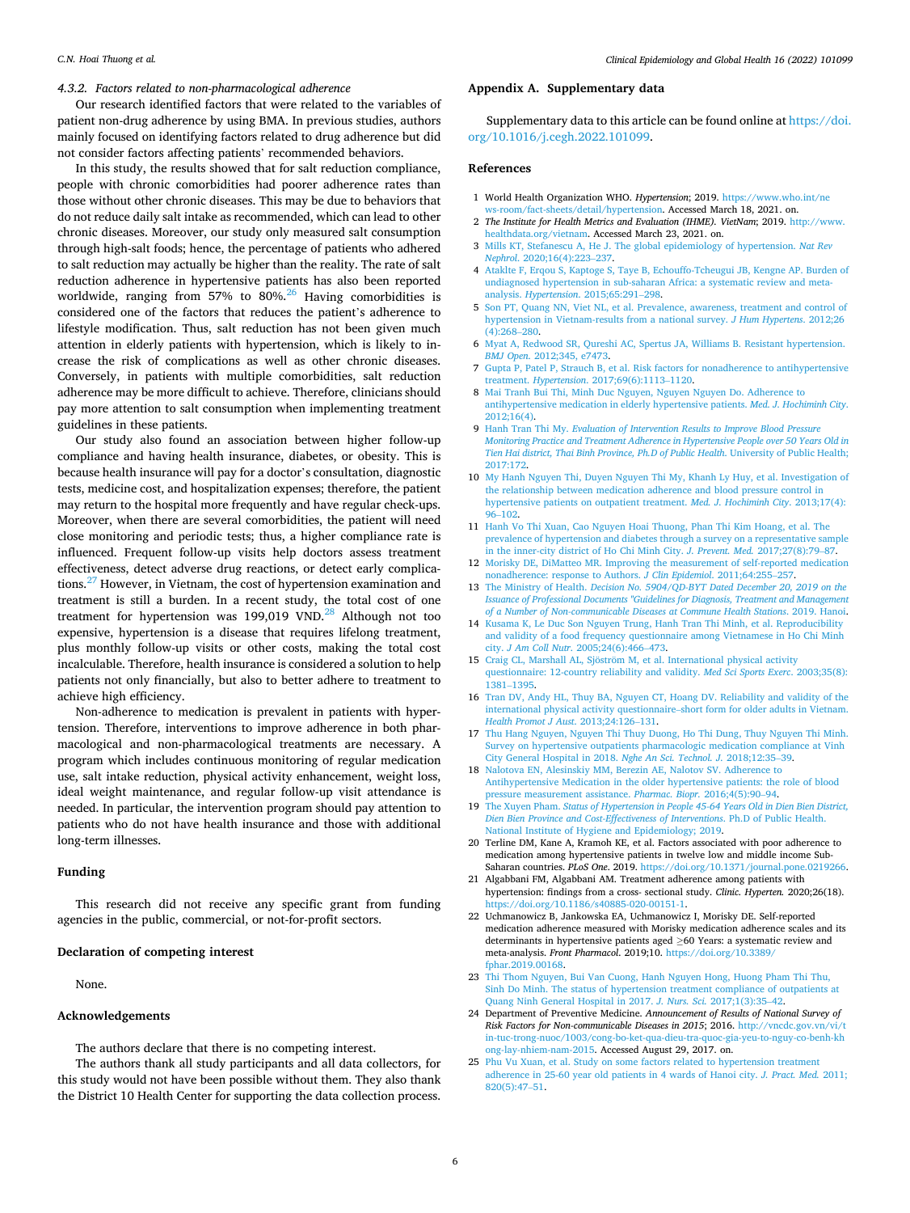#### 4.3.2. Factors related to non-pharmacological adherence

Our research identified factors that were related to the variables of patient non-drug adherence by using BMA. In previous studies, authors mainly focused on identifying factors related to drug adherence but did not consider factors affecting patients' recommended behaviors.

In this study, the results showed that for salt reduction compliance, people with chronic comorbidities had poorer adherence rates than those without other chronic diseases. This may be due to behaviors that do not reduce daily salt intake as recommended, which can lead to other chronic diseases. Moreover, our study only measured salt consumption through high-salt foods; hence, the percentage of patients who adhered to salt reduction may actually be higher than the reality. The rate of salt reduction adherence in hypertensive patients has also been reported worldwide, ranging from 57% to 80%.[26] Having comorbidities is considered one of the factors that reduces the patient's adherence to lifestyle modification. Thus, salt reduction has not been given much attention in elderly patients with hypertension, which is likely to increase the risk of complications as well as other chronic diseases. Conversely, in patients with multiple comorbidities, salt reduction adherence may be more difficult to achieve. Therefore, clinicians should pay more attention to salt consumption when implementing treatment guidelines in these patients.

Our study also found an association between higher follow-up compliance and having health insurance, diabetes, or obesity. This is because health insurance will pay for a doctor's consultation, diagnostic tests, medicine cost, and hospitalization expenses; therefore, the patient may return to the hospital more frequently and have regular check-ups. Moreover, when there are several comorbidities, the patient will need close monitoring and periodic tests; thus, a higher compliance rate is influenced. Frequent follow-up visits help doctors assess treatment effectiveness, detect adverse drug reactions, or detect early complications.[27] However, in Vietnam, the cost of hypertension examination and treatment is still a burden. In a recent study, the total cost of one treatment for hypertension was 199,019 VND.[28] Although not too expensive, hypertension is a disease that requires lifelong treatment, plus monthly follow-up visits or other costs, making the total cost incalculable. Therefore, health insurance is considered a solution to help patients not only financially, but also to better adhere to treatment to achieve high efficiency.

Non-adherence to medication is prevalent in patients with hypertension. Therefore, interventions to improve adherence in both pharmacological and non-pharmacological treatments are necessary. A program which includes continuous monitoring of regular medication use, salt intake reduction, physical activity enhancement, weight loss, ideal weight maintenance, and regular follow-up visit attendance is needed. In particular, the intervention program should pay attention to patients who do not have health insurance and those with additional long-term illnesses.

## Funding

This research did not receive any specific grant from funding agencies in the public, commercial, or not-for-profit sectors.

## Declaration of competing interest

None.

## Acknowledgements

The authors declare that there is no competing interest.

The authors thank all study participants and all data collectors, for this study would not have been possible without them. They also thank the District 10 Health Center for supporting the data collection process.

## Appendix A. Supplementary data

Supplementary data to this article can be found online at https://doi.org/10.1016/j.cegh.2022.101099.

## References

1. World Health Organization WHO. *Hypertension*; 2019. https://www.who.int/news-room/fact-sheets/detail/hypertension. Accessed March 18, 2021. on.
2. *The Institute for Health Metrics and Evaluation (IHME). VietNam*; 2019. http://www.healthdata.org/vietnam. Accessed March 23, 2021. on.
3. Mills KT, Stefanescu A, He J. The global epidemiology of hypertension. *Nat Rev Nephrol*. 2020;16(4):223–237.
4. Ataklte F, Erqou S, Kaptoge S, Taye B, Echouffo-Tcheugui JB, Kengne AP. Burden of undiagnosed hypertension in sub-saharan Africa: a systematic review and meta-analysis. *Hypertension*. 2015;65:291–298.
5. Son PT, Quang NN, Viet NL, et al. Prevalence, awareness, treatment and control of hypertension in Vietnam-results from a national survey. *J Hum Hypertens*. 2012;26(4):268–280.
6. Myat A, Redwood SR, Qureshi AC, Spertus JA, Williams B. Resistant hypertension. *BMJ Open*. 2012;345, e7473.
7. Gupta P, Patel P, Strauch B, et al. Risk factors for nonadherence to antihypertensive treatment. *Hypertension*. 2017;69(6):1113–1120.
8. Mai Tranh Bui Thi, Minh Duc Nguyen, Nguyen Nguyen Do. Adherence to antihypertensive medication in elderly hypertensive patients. *Med. J. Hochiminh City*. 2012;16(4).
9. Hanh Tran Thi My. *Evaluation of Intervention Results to Improve Blood Pressure Monitoring Practice and Treatment Adherence in Hypertensive People over 50 Years Old in Tien Hai district, Thai Binh Province, Ph.D of Public Health*. University of Public Health; 2017:172.
10. My Hanh Nguyen Thi, Duyen Nguyen Thi My, Khanh Ly Huy, et al. Investigation of the relationship between medication adherence and blood pressure control in hypertensive patients on outpatient treatment. *Med. J. Hochiminh City*. 2013;17(4):96–102.
11. Hanh Vo Thi Xuan, Cao Nguyen Hoai Thuong, Phan Thi Kim Hoang, et al. The prevalence of hypertension and diabetes through a survey on a representative sample in the inner-city district of Ho Chi Minh City. *J. Prevent. Med.* 2017;27(8):79–87.
12. Morisky DE, DiMatteo MR. Improving the measurement of self-reported medication nonadherence: response to Authors. *J Clin Epidemiol*. 2011;64:255–257.
13. The Ministry of Health. *Decision No. 5904/QD-BYT Dated December 20, 2019 on the Issuance of Professional Documents "Guidelines for Diagnosis, Treatment and Management of a Number of Non-communicable Diseases at Commune Health Stations*. 2019. Hanoi.
14. Kusama K, Le Duc Son Nguyen Trung, Hanh Tran Thi Minh, et al. Reproducibility and validity of a food frequency questionnaire among Vietnamese in Ho Chi Minh city. *J Am Coll Nutr*. 2005;24(6):466–473.
15. Craig CL, Marshall AL, Sjöström M, et al. International physical activity questionnaire: 12-country reliability and validity. *Med Sci Sports Exerc*. 2003;35(8):1381–1395.
16. Tran DV, Andy HL, Thuy BA, Nguyen CT, Hoang DV. Reliability and validity of the international physical activity questionnaire–short form for older adults in Vietnam. *Health Promot J Aust*. 2013;24:126–131.
17. Thu Hang Nguyen, Nguyen Thi Thuy Duong, Ho Thi Dung, Thuy Nguyen Thi Minh. Survey on hypertensive outpatients pharmacologic medication compliance at Vinh City General Hospital in 2018. *Nghe An Sci. Technol. J.* 2018;12:35–39.
18. Nalotova EN, Alesinskiy MM, Berezin AE, Nalotov SV. Adherence to Antihypertensive Medication in the older hypertensive patients: the role of blood pressure measurement assistance. *Pharmac. Biopr.* 2016;4(5):90–94.
19. The Xuyen Pham. *Status of Hypertension in People 45-64 Years Old in Dien Bien District, Dien Bien Province and Cost-Effectiveness of Interventions*. Ph.D of Public Health. National Institute of Hygiene and Epidemiology; 2019.
20. Terline DM, Kane A, Kramoh KE, et al. Factors associated with poor adherence to medication among hypertensive patients in twelve low and middle income Sub-Saharan countries. *PLoS One*. 2019. https://doi.org/10.1371/journal.pone.0219266.
21. Algabbani FM, Algabbani AM. Treatment adherence among patients with hypertension: findings from a cross- sectional study. *Clinic. Hyperten.* 2020;26(18). https://doi.org/10.1186/s40885-020-00151-1.
22. Uchmanowicz B, Jankowska EA, Uchmanowicz I, Morisky DE. Self-reported medication adherence measured with Morisky medication adherence scales and its determinants in hypertensive patients aged ≥60 Years: a systematic review and meta-analysis. *Front Pharmacol*. 2019;10. https://doi.org/10.3389/fphar.2019.00168.
23. Thi Thom Nguyen, Bui Van Cuong, Hanh Nguyen Hong, Huong Pham Thi Thu, Sinh Do Minh. The status of hypertension treatment compliance of outpatients at Quang Ninh General Hospital in 2017. *J. Nurs. Sci.* 2017;1(3):35–42.
24. Department of Preventive Medicine. *Announcement of Results of National Survey of Risk Factors for Non-communicable Diseases in 2015*; 2016. http://vncdc.gov.vn/vi/tin-tuc-trong-nuoc/1003/cong-bo-ket-qua-dieu-tra-quoc-gia-yeu-to-nguy-co-benh-khong-lay-nhiem-nam-2015. Accessed August 29, 2017. on.
25. Phu Vu Xuan, et al. Study on some factors related to hypertension treatment adherence in 25-60 year old patients in 4 wards of Hanoi city. *J. Pract. Med.* 2011;820(5):47–51.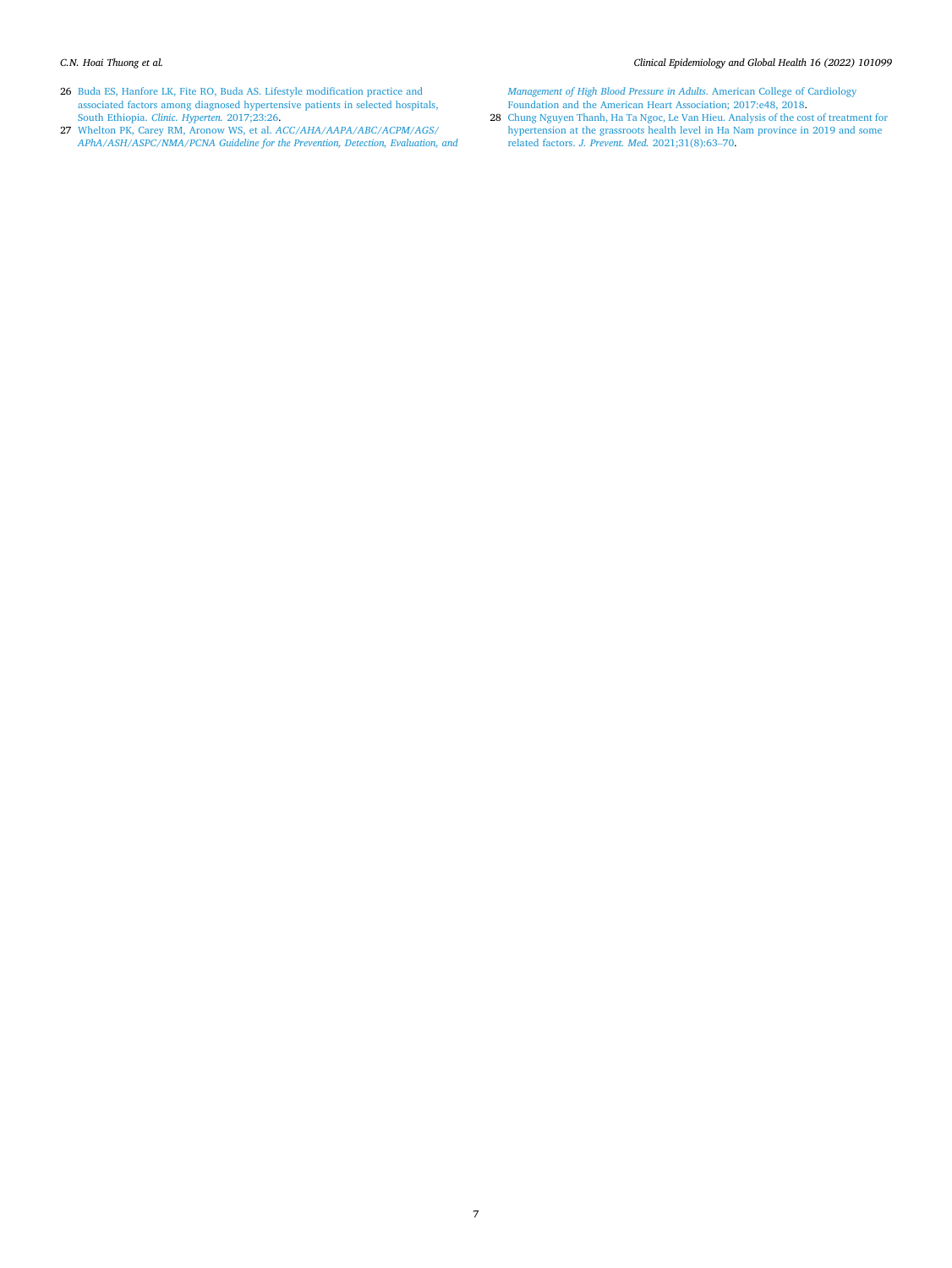26 Buda ES, Hanfore LK, Fite RO, Buda AS. Lifestyle modification practice and associated factors among diagnosed hypertensive patients in selected hospitals, South Ethiopia. *Clinic. Hyperten.* 2017;23:26.

27 Whelton PK, Carey RM, Aronow WS, et al. *ACC/AHA/AAPA/ABC/ACPM/AGS/APhA/ASH/ASPC/NMA/PCNA Guideline for the Prevention, Detection, Evaluation, and Management of High Blood Pressure in Adults*. American College of Cardiology Foundation and the American Heart Association; 2017:e48, 2018.

28 Chung Nguyen Thanh, Ha Ta Ngoc, Le Van Hieu. Analysis of the cost of treatment for hypertension at the grassroots health level in Ha Nam province in 2019 and some related factors. *J. Prevent. Med.* 2021;31(8):63–70.